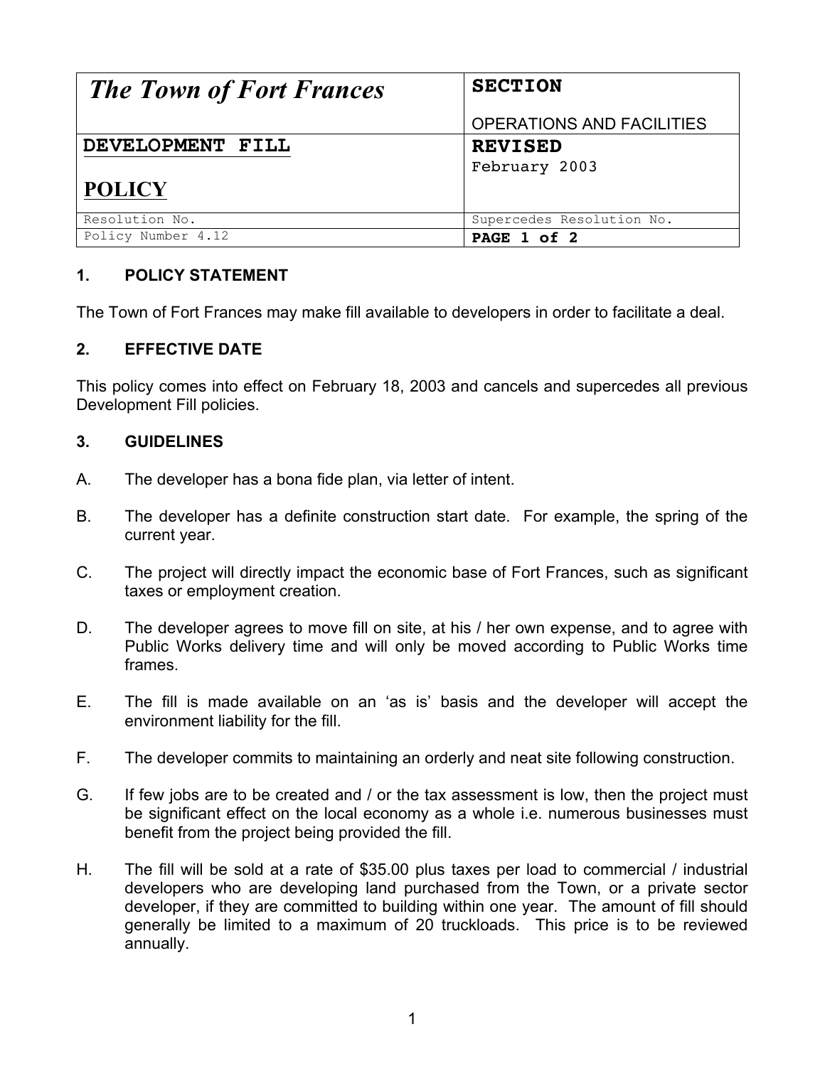| *The Town of Fort Frances* | **SECTION**<br><br>OPERATIONS AND FACILITIES |
|---|---|
| **DEVELOPMENT FILL**<br><br>**POLICY** | **REVISED**<br>February 2003 |
| Resolution No. | Supercedes Resolution No. |
| Policy Number 4.12 | **PAGE 1 of 2** |

## 1. POLICY STATEMENT

The Town of Fort Frances may make fill available to developers in order to facilitate a deal.

## 2. EFFECTIVE DATE

This policy comes into effect on February 18, 2003 and cancels and supercedes all previous Development Fill policies.

## 3. GUIDELINES

A. The developer has a bona fide plan, via letter of intent.

B. The developer has a definite construction start date. For example, the spring of the current year.

C. The project will directly impact the economic base of Fort Frances, such as significant taxes or employment creation.

D. The developer agrees to move fill on site, at his / her own expense, and to agree with Public Works delivery time and will only be moved according to Public Works time frames.

E. The fill is made available on an 'as is' basis and the developer will accept the environment liability for the fill.

F. The developer commits to maintaining an orderly and neat site following construction.

G. If few jobs are to be created and / or the tax assessment is low, then the project must be significant effect on the local economy as a whole i.e. numerous businesses must benefit from the project being provided the fill.

H. The fill will be sold at a rate of $35.00 plus taxes per load to commercial / industrial developers who are developing land purchased from the Town, or a private sector developer, if they are committed to building within one year. The amount of fill should generally be limited to a maximum of 20 truckloads. This price is to be reviewed annually.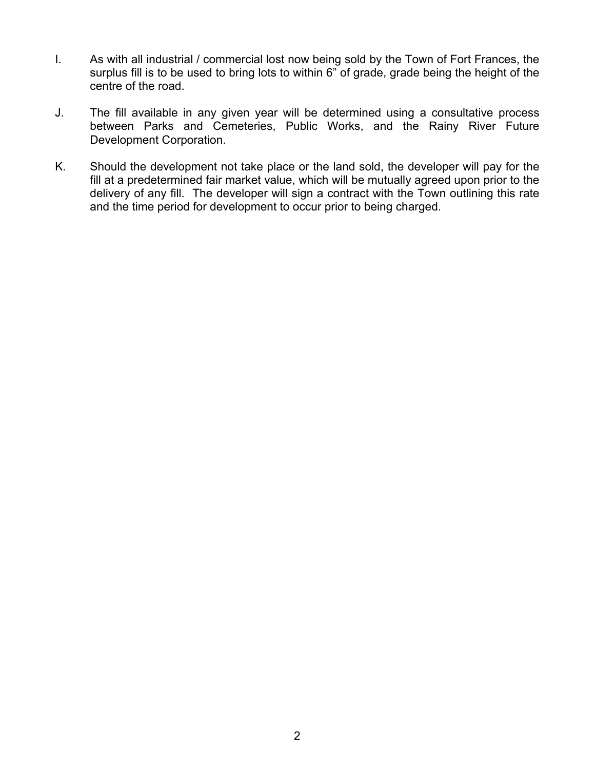I. As with all industrial / commercial lost now being sold by the Town of Fort Frances, the surplus fill is to be used to bring lots to within 6" of grade, grade being the height of the centre of the road.

J. The fill available in any given year will be determined using a consultative process between Parks and Cemeteries, Public Works, and the Rainy River Future Development Corporation.

K. Should the development not take place or the land sold, the developer will pay for the fill at a predetermined fair market value, which will be mutually agreed upon prior to the delivery of any fill. The developer will sign a contract with the Town outlining this rate and the time period for development to occur prior to being charged.